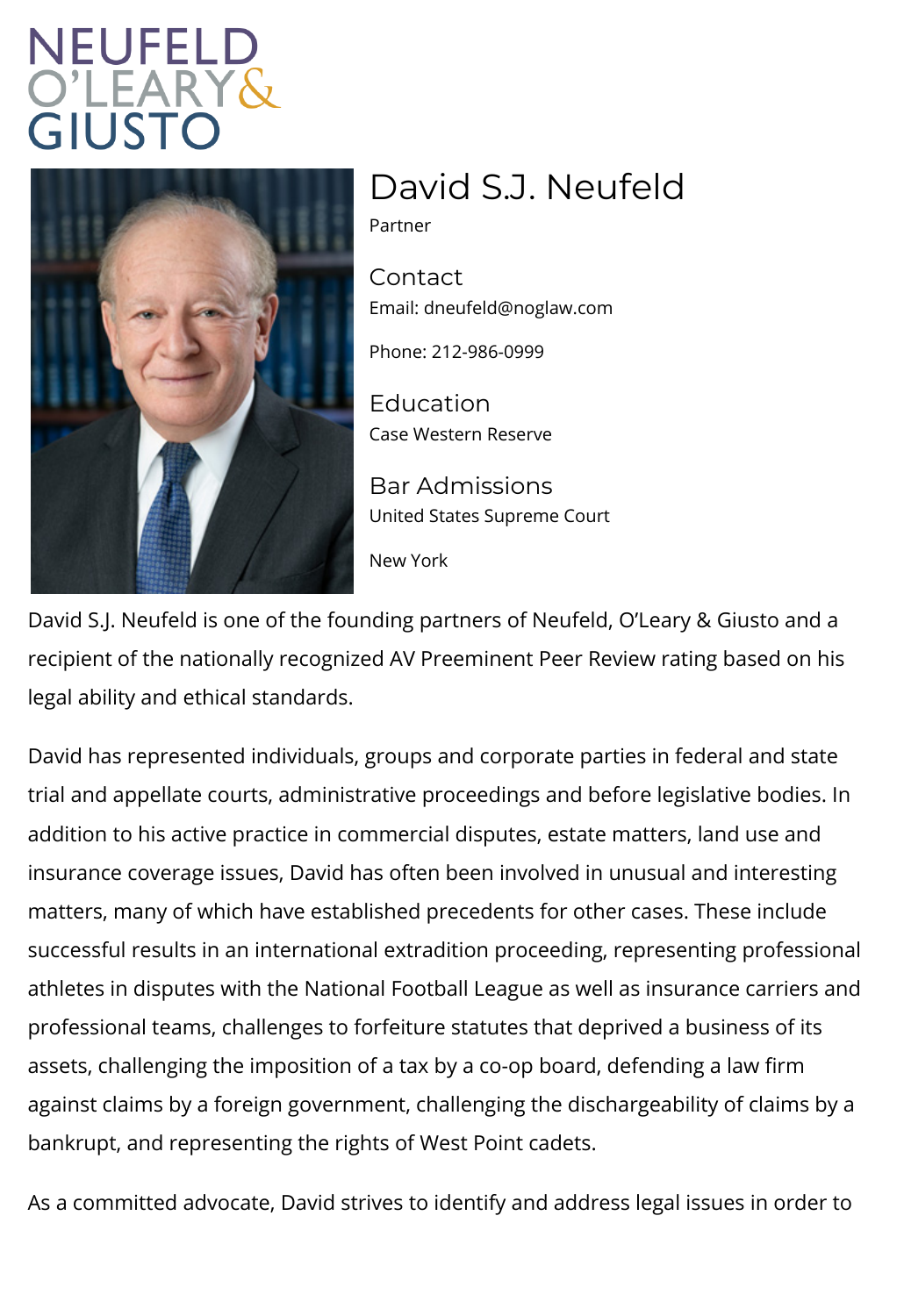NEUFELD
O'LEARY &
GIUSTO

# David S.J. Neufeld

Partner

## Contact

Email: dneufeld@noglaw.com

Phone: 212-986-0999

## Education

Case Western Reserve

## Bar Admissions

United States Supreme Court

New York

David S.J. Neufeld is one of the founding partners of Neufeld, O'Leary & Giusto and a recipient of the nationally recognized AV Preeminent Peer Review rating based on his legal ability and ethical standards.

David has represented individuals, groups and corporate parties in federal and state trial and appellate courts, administrative proceedings and before legislative bodies. In addition to his active practice in commercial disputes, estate matters, land use and insurance coverage issues, David has often been involved in unusual and interesting matters, many of which have established precedents for other cases. These include successful results in an international extradition proceeding, representing professional athletes in disputes with the National Football League as well as insurance carriers and professional teams, challenges to forfeiture statutes that deprived a business of its assets, challenging the imposition of a tax by a co-op board, defending a law firm against claims by a foreign government, challenging the dischargeability of claims by a bankrupt, and representing the rights of West Point cadets.

As a committed advocate, David strives to identify and address legal issues in order to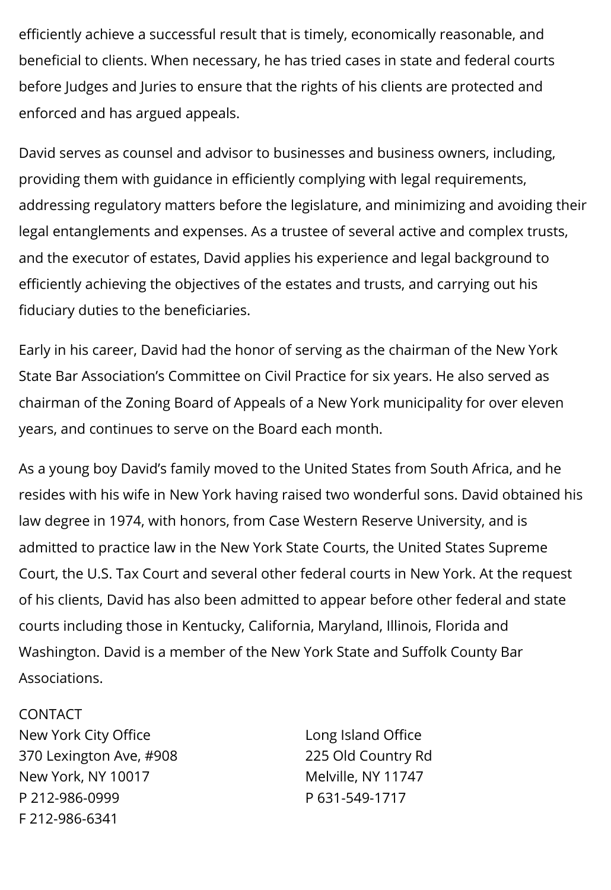efficiently achieve a successful result that is timely, economically reasonable, and beneficial to clients. When necessary, he has tried cases in state and federal courts before Judges and Juries to ensure that the rights of his clients are protected and enforced and has argued appeals.

David serves as counsel and advisor to businesses and business owners, including, providing them with guidance in efficiently complying with legal requirements, addressing regulatory matters before the legislature, and minimizing and avoiding their legal entanglements and expenses. As a trustee of several active and complex trusts, and the executor of estates, David applies his experience and legal background to efficiently achieving the objectives of the estates and trusts, and carrying out his fiduciary duties to the beneficiaries.

Early in his career, David had the honor of serving as the chairman of the New York State Bar Association's Committee on Civil Practice for six years. He also served as chairman of the Zoning Board of Appeals of a New York municipality for over eleven years, and continues to serve on the Board each month.

As a young boy David's family moved to the United States from South Africa, and he resides with his wife in New York having raised two wonderful sons. David obtained his law degree in 1974, with honors, from Case Western Reserve University, and is admitted to practice law in the New York State Courts, the United States Supreme Court, the U.S. Tax Court and several other federal courts in New York. At the request of his clients, David has also been admitted to appear before other federal and state courts including those in Kentucky, California, Maryland, Illinois, Florida and Washington. David is a member of the New York State and Suffolk County Bar Associations.

CONTACT

New York City Office
370 Lexington Ave, #908
New York, NY 10017
P 212-986-0999
F 212-986-6341

Long Island Office
225 Old Country Rd
Melville, NY 11747
P 631-549-1717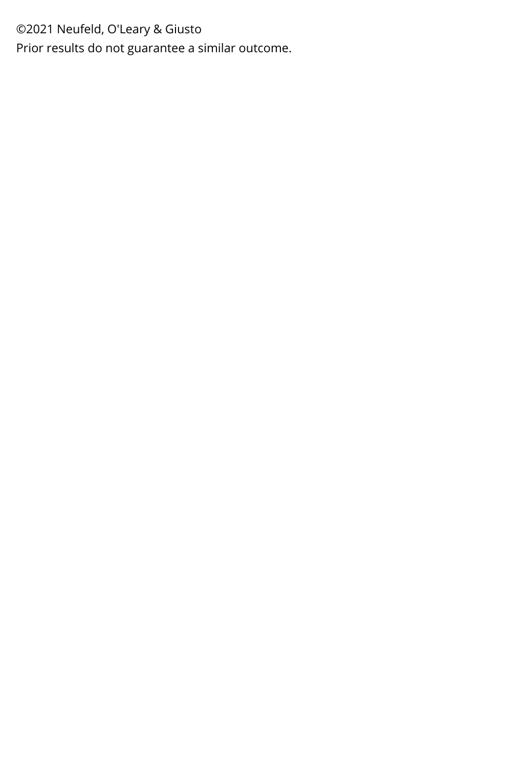©2021 Neufeld, O'Leary & Giusto

Prior results do not guarantee a similar outcome.